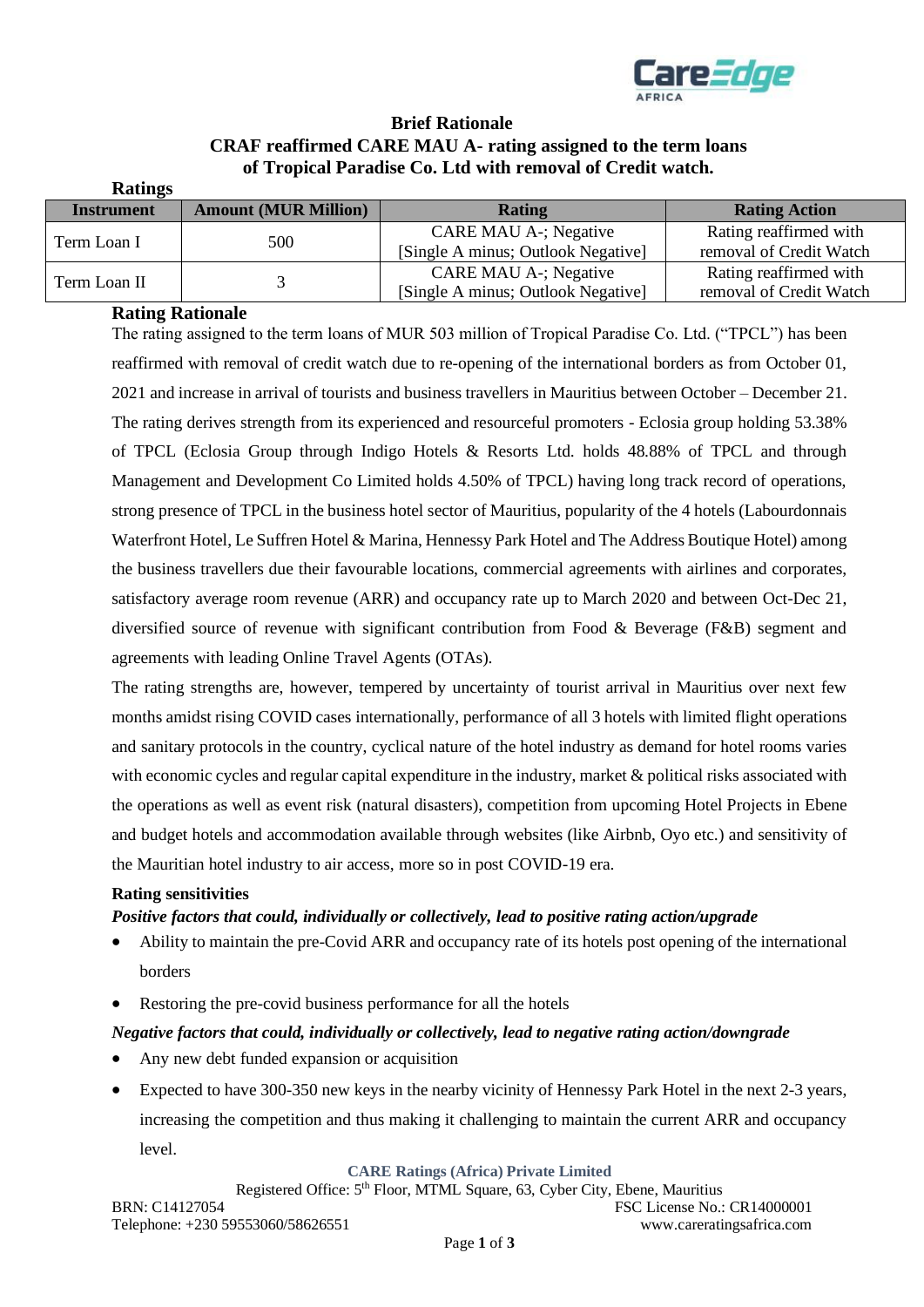# Brief Rationale

## CRAF reaffirmed CARE MAU A- rating assigned to the term loans of Tropical Paradise Co. Ltd with removal of Credit watch.

### Ratings

| Instrument | Amount (MUR Million) | Rating | Rating Action |
|---|---|---|---|
| Term Loan I | 500 | CARE MAU A-; Negative [Single A minus; Outlook Negative] | Rating reaffirmed with removal of Credit Watch |
| Term Loan II | 3 | CARE MAU A-; Negative [Single A minus; Outlook Negative] | Rating reaffirmed with removal of Credit Watch |

### Rating Rationale

The rating assigned to the term loans of MUR 503 million of Tropical Paradise Co. Ltd. ("TPCL") has been reaffirmed with removal of credit watch due to re-opening of the international borders as from October 01, 2021 and increase in arrival of tourists and business travellers in Mauritius between October – December 21. The rating derives strength from its experienced and resourceful promoters - Eclosia group holding 53.38% of TPCL (Eclosia Group through Indigo Hotels & Resorts Ltd. holds 48.88% of TPCL and through Management and Development Co Limited holds 4.50% of TPCL) having long track record of operations, strong presence of TPCL in the business hotel sector of Mauritius, popularity of the 4 hotels (Labourdonnais Waterfront Hotel, Le Suffren Hotel & Marina, Hennessy Park Hotel and The Address Boutique Hotel) among the business travellers due their favourable locations, commercial agreements with airlines and corporates, satisfactory average room revenue (ARR) and occupancy rate up to March 2020 and between Oct-Dec 21, diversified source of revenue with significant contribution from Food & Beverage (F&B) segment and agreements with leading Online Travel Agents (OTAs).

The rating strengths are, however, tempered by uncertainty of tourist arrival in Mauritius over next few months amidst rising COVID cases internationally, performance of all 3 hotels with limited flight operations and sanitary protocols in the country, cyclical nature of the hotel industry as demand for hotel rooms varies with economic cycles and regular capital expenditure in the industry, market & political risks associated with the operations as well as event risk (natural disasters), competition from upcoming Hotel Projects in Ebene and budget hotels and accommodation available through websites (like Airbnb, Oyo etc.) and sensitivity of the Mauritian hotel industry to air access, more so in post COVID-19 era.

### Rating sensitivities

***Positive factors that could, individually or collectively, lead to positive rating action/upgrade***

- Ability to maintain the pre-Covid ARR and occupancy rate of its hotels post opening of the international borders
- Restoring the pre-covid business performance for all the hotels

***Negative factors that could, individually or collectively, lead to negative rating action/downgrade***

- Any new debt funded expansion or acquisition
- Expected to have 300-350 new keys in the nearby vicinity of Hennessy Park Hotel in the next 2-3 years, increasing the competition and thus making it challenging to maintain the current ARR and occupancy level.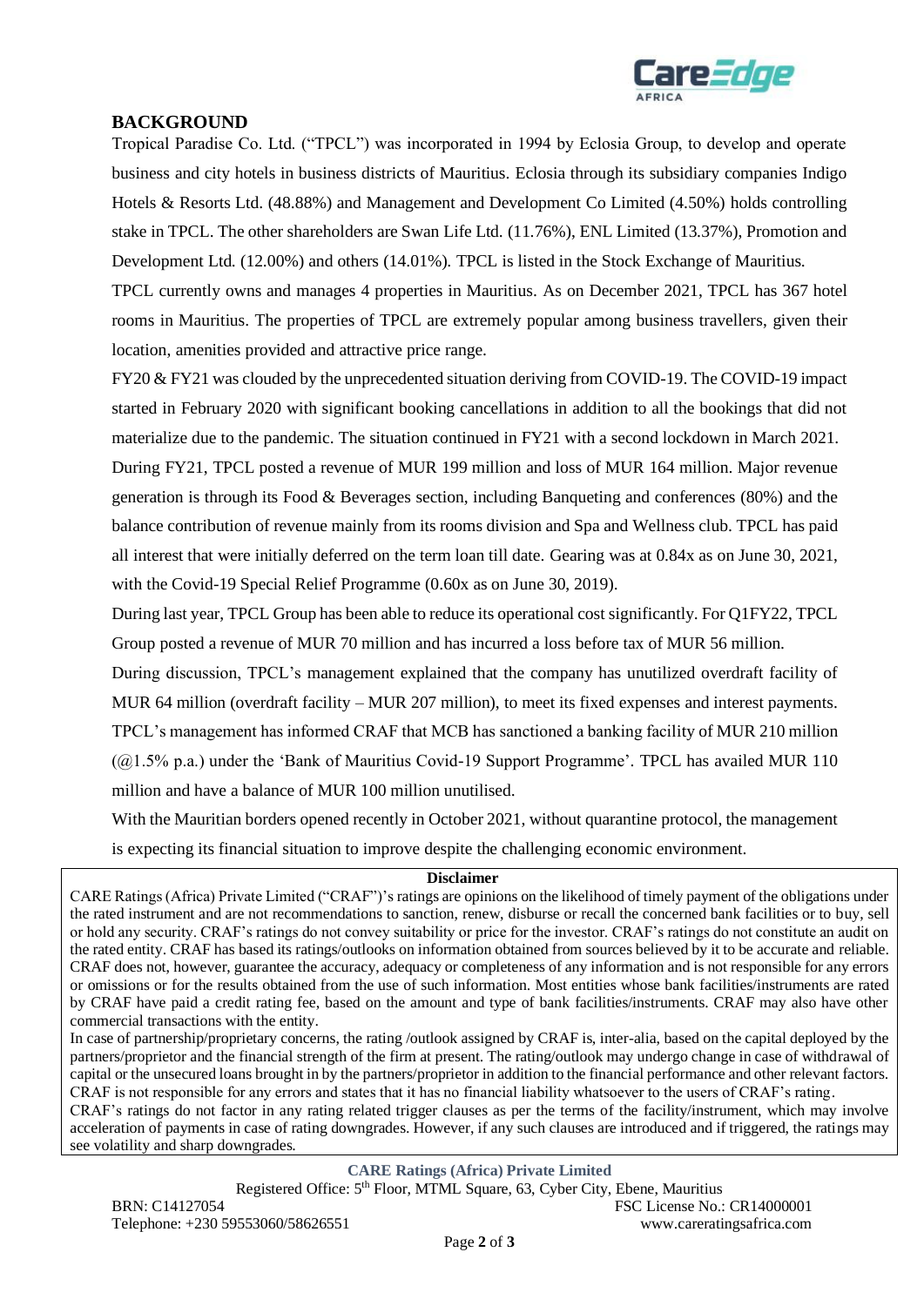## BACKGROUND

Tropical Paradise Co. Ltd. ("TPCL") was incorporated in 1994 by Eclosia Group, to develop and operate business and city hotels in business districts of Mauritius. Eclosia through its subsidiary companies Indigo Hotels & Resorts Ltd. (48.88%) and Management and Development Co Limited (4.50%) holds controlling stake in TPCL. The other shareholders are Swan Life Ltd. (11.76%), ENL Limited (13.37%), Promotion and Development Ltd. (12.00%) and others (14.01%). TPCL is listed in the Stock Exchange of Mauritius.

TPCL currently owns and manages 4 properties in Mauritius. As on December 2021, TPCL has 367 hotel rooms in Mauritius. The properties of TPCL are extremely popular among business travellers, given their location, amenities provided and attractive price range.

FY20 & FY21 was clouded by the unprecedented situation deriving from COVID-19. The COVID-19 impact started in February 2020 with significant booking cancellations in addition to all the bookings that did not materialize due to the pandemic. The situation continued in FY21 with a second lockdown in March 2021.

During FY21, TPCL posted a revenue of MUR 199 million and loss of MUR 164 million. Major revenue generation is through its Food & Beverages section, including Banqueting and conferences (80%) and the balance contribution of revenue mainly from its rooms division and Spa and Wellness club. TPCL has paid all interest that were initially deferred on the term loan till date. Gearing was at 0.84x as on June 30, 2021, with the Covid-19 Special Relief Programme (0.60x as on June 30, 2019).

During last year, TPCL Group has been able to reduce its operational cost significantly. For Q1FY22, TPCL Group posted a revenue of MUR 70 million and has incurred a loss before tax of MUR 56 million.

During discussion, TPCL's management explained that the company has unutilized overdraft facility of MUR 64 million (overdraft facility – MUR 207 million), to meet its fixed expenses and interest payments. TPCL's management has informed CRAF that MCB has sanctioned a banking facility of MUR 210 million (@1.5% p.a.) under the 'Bank of Mauritius Covid-19 Support Programme'. TPCL has availed MUR 110 million and have a balance of MUR 100 million unutilised.

With the Mauritian borders opened recently in October 2021, without quarantine protocol, the management is expecting its financial situation to improve despite the challenging economic environment.

**Disclaimer**

CARE Ratings (Africa) Private Limited ("CRAF")'s ratings are opinions on the likelihood of timely payment of the obligations under the rated instrument and are not recommendations to sanction, renew, disburse or recall the concerned bank facilities or to buy, sell or hold any security. CRAF's ratings do not convey suitability or price for the investor. CRAF's ratings do not constitute an audit on the rated entity. CRAF has based its ratings/outlooks on information obtained from sources believed by it to be accurate and reliable. CRAF does not, however, guarantee the accuracy, adequacy or completeness of any information and is not responsible for any errors or omissions or for the results obtained from the use of such information. Most entities whose bank facilities/instruments are rated by CRAF have paid a credit rating fee, based on the amount and type of bank facilities/instruments. CRAF may also have other commercial transactions with the entity.

In case of partnership/proprietary concerns, the rating /outlook assigned by CRAF is, inter-alia, based on the capital deployed by the partners/proprietor and the financial strength of the firm at present. The rating/outlook may undergo change in case of withdrawal of capital or the unsecured loans brought in by the partners/proprietor in addition to the financial performance and other relevant factors. CRAF is not responsible for any errors and states that it has no financial liability whatsoever to the users of CRAF's rating.

CRAF's ratings do not factor in any rating related trigger clauses as per the terms of the facility/instrument, which may involve acceleration of payments in case of rating downgrades. However, if any such clauses are introduced and if triggered, the ratings may see volatility and sharp downgrades.

**CARE Ratings (Africa) Private Limited**

Registered Office: 5th Floor, MTML Square, 63, Cyber City, Ebene, Mauritius

BRN: C14127054 FSC License No.: CR14000001

Telephone: +230 59553060/58626551 www.careratingsafrica.com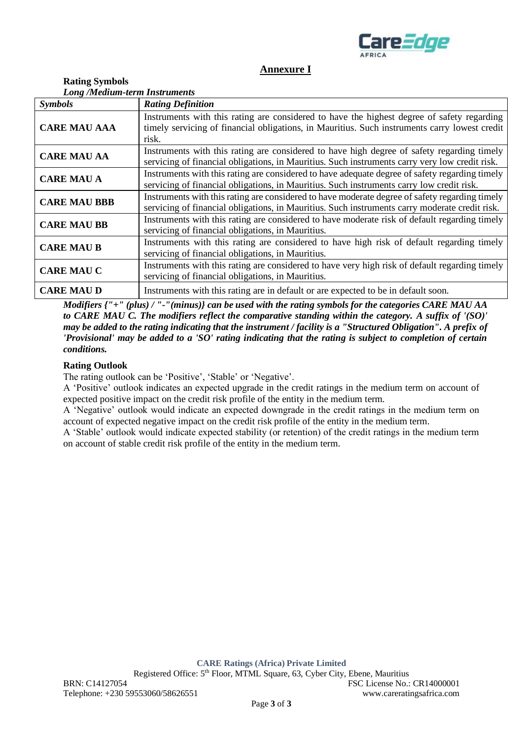## Annexure I

**Rating Symbols**

***Long /Medium-term Instruments***

| *Symbols* | *Rating Definition* |
|---|---|
| **CARE MAU AAA** | Instruments with this rating are considered to have the highest degree of safety regarding timely servicing of financial obligations, in Mauritius. Such instruments carry lowest credit risk. |
| **CARE MAU AA** | Instruments with this rating are considered to have high degree of safety regarding timely servicing of financial obligations, in Mauritius. Such instruments carry very low credit risk. |
| **CARE MAU A** | Instruments with this rating are considered to have adequate degree of safety regarding timely servicing of financial obligations, in Mauritius. Such instruments carry low credit risk. |
| **CARE MAU BBB** | Instruments with this rating are considered to have moderate degree of safety regarding timely servicing of financial obligations, in Mauritius. Such instruments carry moderate credit risk. |
| **CARE MAU BB** | Instruments with this rating are considered to have moderate risk of default regarding timely servicing of financial obligations, in Mauritius. |
| **CARE MAU B** | Instruments with this rating are considered to have high risk of default regarding timely servicing of financial obligations, in Mauritius. |
| **CARE MAU C** | Instruments with this rating are considered to have very high risk of default regarding timely servicing of financial obligations, in Mauritius. |
| **CARE MAU D** | Instruments with this rating are in default or are expected to be in default soon. |

***Modifiers {"+" (plus) / "-"(minus)} can be used with the rating symbols for the categories CARE MAU AA to CARE MAU C. The modifiers reflect the comparative standing within the category. A suffix of '(SO)' may be added to the rating indicating that the instrument / facility is a "Structured Obligation". A prefix of 'Provisional' may be added to a 'SO' rating indicating that the rating is subject to completion of certain conditions.***

**Rating Outlook**

The rating outlook can be 'Positive', 'Stable' or 'Negative'.

A 'Positive' outlook indicates an expected upgrade in the credit ratings in the medium term on account of expected positive impact on the credit risk profile of the entity in the medium term.

A 'Negative' outlook would indicate an expected downgrade in the credit ratings in the medium term on account of expected negative impact on the credit risk profile of the entity in the medium term.

A 'Stable' outlook would indicate expected stability (or retention) of the credit ratings in the medium term on account of stable credit risk profile of the entity in the medium term.